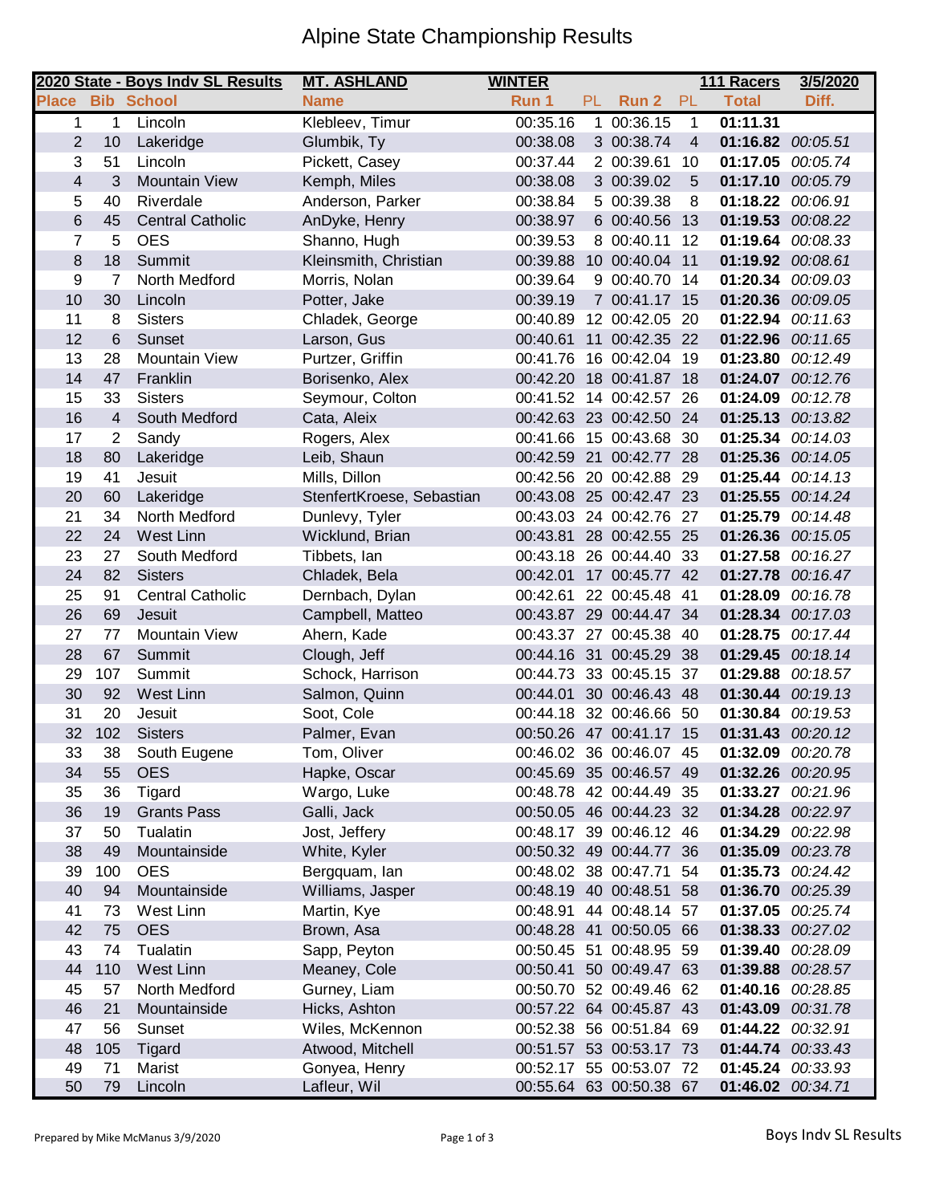# Alpine State Championship Results

| 2020 State - Boys Indv SL Results | | | MT. ASHLAND | WINTER | | | | 111 Racers | 3/5/2020 |
|---|---|---|---|---|---|---|---|---|---|
| **Place** | **Bib** | **School** | **Name** | **Run 1** | **PL** | **Run 2** | **PL** | **Total** | **Diff.** |
| 1 | 1 | Lincoln | Klebleev, Timur | 00:35.16 | 1 | 00:36.15 | 1 | **01:11.31** | |
| 2 | 10 | Lakeridge | Glumbik, Ty | 00:38.08 | 3 | 00:38.74 | 4 | **01:16.82** | *00:05.51* |
| 3 | 51 | Lincoln | Pickett, Casey | 00:37.44 | 2 | 00:39.61 | 10 | **01:17.05** | *00:05.74* |
| 4 | 3 | Mountain View | Kemph, Miles | 00:38.08 | 3 | 00:39.02 | 5 | **01:17.10** | *00:05.79* |
| 5 | 40 | Riverdale | Anderson, Parker | 00:38.84 | 5 | 00:39.38 | 8 | **01:18.22** | *00:06.91* |
| 6 | 45 | Central Catholic | AnDyke, Henry | 00:38.97 | 6 | 00:40.56 | 13 | **01:19.53** | *00:08.22* |
| 7 | 5 | OES | Shanno, Hugh | 00:39.53 | 8 | 00:40.11 | 12 | **01:19.64** | *00:08.33* |
| 8 | 18 | Summit | Kleinsmith, Christian | 00:39.88 | 10 | 00:40.04 | 11 | **01:19.92** | *00:08.61* |
| 9 | 7 | North Medford | Morris, Nolan | 00:39.64 | 9 | 00:40.70 | 14 | **01:20.34** | *00:09.03* |
| 10 | 30 | Lincoln | Potter, Jake | 00:39.19 | 7 | 00:41.17 | 15 | **01:20.36** | *00:09.05* |
| 11 | 8 | Sisters | Chladek, George | 00:40.89 | 12 | 00:42.05 | 20 | **01:22.94** | *00:11.63* |
| 12 | 6 | Sunset | Larson, Gus | 00:40.61 | 11 | 00:42.35 | 22 | **01:22.96** | *00:11.65* |
| 13 | 28 | Mountain View | Purtzer, Griffin | 00:41.76 | 16 | 00:42.04 | 19 | **01:23.80** | *00:12.49* |
| 14 | 47 | Franklin | Borisenko, Alex | 00:42.20 | 18 | 00:41.87 | 18 | **01:24.07** | *00:12.76* |
| 15 | 33 | Sisters | Seymour, Colton | 00:41.52 | 14 | 00:42.57 | 26 | **01:24.09** | *00:12.78* |
| 16 | 4 | South Medford | Cata, Aleix | 00:42.63 | 23 | 00:42.50 | 24 | **01:25.13** | *00:13.82* |
| 17 | 2 | Sandy | Rogers, Alex | 00:41.66 | 15 | 00:43.68 | 30 | **01:25.34** | *00:14.03* |
| 18 | 80 | Lakeridge | Leib, Shaun | 00:42.59 | 21 | 00:42.77 | 28 | **01:25.36** | *00:14.05* |
| 19 | 41 | Jesuit | Mills, Dillon | 00:42.56 | 20 | 00:42.88 | 29 | **01:25.44** | *00:14.13* |
| 20 | 60 | Lakeridge | StenfertKroese, Sebastian | 00:43.08 | 25 | 00:42.47 | 23 | **01:25.55** | *00:14.24* |
| 21 | 34 | North Medford | Dunlevy, Tyler | 00:43.03 | 24 | 00:42.76 | 27 | **01:25.79** | *00:14.48* |
| 22 | 24 | West Linn | Wicklund, Brian | 00:43.81 | 28 | 00:42.55 | 25 | **01:26.36** | *00:15.05* |
| 23 | 27 | South Medford | Tibbets, Ian | 00:43.18 | 26 | 00:44.40 | 33 | **01:27.58** | *00:16.27* |
| 24 | 82 | Sisters | Chladek, Bela | 00:42.01 | 17 | 00:45.77 | 42 | **01:27.78** | *00:16.47* |
| 25 | 91 | Central Catholic | Dernbach, Dylan | 00:42.61 | 22 | 00:45.48 | 41 | **01:28.09** | *00:16.78* |
| 26 | 69 | Jesuit | Campbell, Matteo | 00:43.87 | 29 | 00:44.47 | 34 | **01:28.34** | *00:17.03* |
| 27 | 77 | Mountain View | Ahern, Kade | 00:43.37 | 27 | 00:45.38 | 40 | **01:28.75** | *00:17.44* |
| 28 | 67 | Summit | Clough, Jeff | 00:44.16 | 31 | 00:45.29 | 38 | **01:29.45** | *00:18.14* |
| 29 | 107 | Summit | Schock, Harrison | 00:44.73 | 33 | 00:45.15 | 37 | **01:29.88** | *00:18.57* |
| 30 | 92 | West Linn | Salmon, Quinn | 00:44.01 | 30 | 00:46.43 | 48 | **01:30.44** | *00:19.13* |
| 31 | 20 | Jesuit | Soot, Cole | 00:44.18 | 32 | 00:46.66 | 50 | **01:30.84** | *00:19.53* |
| 32 | 102 | Sisters | Palmer, Evan | 00:50.26 | 47 | 00:41.17 | 15 | **01:31.43** | *00:20.12* |
| 33 | 38 | South Eugene | Tom, Oliver | 00:46.02 | 36 | 00:46.07 | 45 | **01:32.09** | *00:20.78* |
| 34 | 55 | OES | Hapke, Oscar | 00:45.69 | 35 | 00:46.57 | 49 | **01:32.26** | *00:20.95* |
| 35 | 36 | Tigard | Wargo, Luke | 00:48.78 | 42 | 00:44.49 | 35 | **01:33.27** | *00:21.96* |
| 36 | 19 | Grants Pass | Galli, Jack | 00:50.05 | 46 | 00:44.23 | 32 | **01:34.28** | *00:22.97* |
| 37 | 50 | Tualatin | Jost, Jeffery | 00:48.17 | 39 | 00:46.12 | 46 | **01:34.29** | *00:22.98* |
| 38 | 49 | Mountainside | White, Kyler | 00:50.32 | 49 | 00:44.77 | 36 | **01:35.09** | *00:23.78* |
| 39 | 100 | OES | Bergquam, Ian | 00:48.02 | 38 | 00:47.71 | 54 | **01:35.73** | *00:24.42* |
| 40 | 94 | Mountainside | Williams, Jasper | 00:48.19 | 40 | 00:48.51 | 58 | **01:36.70** | *00:25.39* |
| 41 | 73 | West Linn | Martin, Kye | 00:48.91 | 44 | 00:48.14 | 57 | **01:37.05** | *00:25.74* |
| 42 | 75 | OES | Brown, Asa | 00:48.28 | 41 | 00:50.05 | 66 | **01:38.33** | *00:27.02* |
| 43 | 74 | Tualatin | Sapp, Peyton | 00:50.45 | 51 | 00:48.95 | 59 | **01:39.40** | *00:28.09* |
| 44 | 110 | West Linn | Meaney, Cole | 00:50.41 | 50 | 00:49.47 | 63 | **01:39.88** | *00:28.57* |
| 45 | 57 | North Medford | Gurney, Liam | 00:50.70 | 52 | 00:49.46 | 62 | **01:40.16** | *00:28.85* |
| 46 | 21 | Mountainside | Hicks, Ashton | 00:57.22 | 64 | 00:45.87 | 43 | **01:43.09** | *00:31.78* |
| 47 | 56 | Sunset | Wiles, McKennon | 00:52.38 | 56 | 00:51.84 | 69 | **01:44.22** | *00:32.91* |
| 48 | 105 | Tigard | Atwood, Mitchell | 00:51.57 | 53 | 00:53.17 | 73 | **01:44.74** | *00:33.43* |
| 49 | 71 | Marist | Gonyea, Henry | 00:52.17 | 55 | 00:53.07 | 72 | **01:45.24** | *00:33.93* |
| 50 | 79 | Lincoln | Lafleur, Wil | 00:55.64 | 63 | 00:50.38 | 67 | **01:46.02** | *00:34.71* |

Prepared by Mike McManus 3/9/2020

Boys Indv SL Results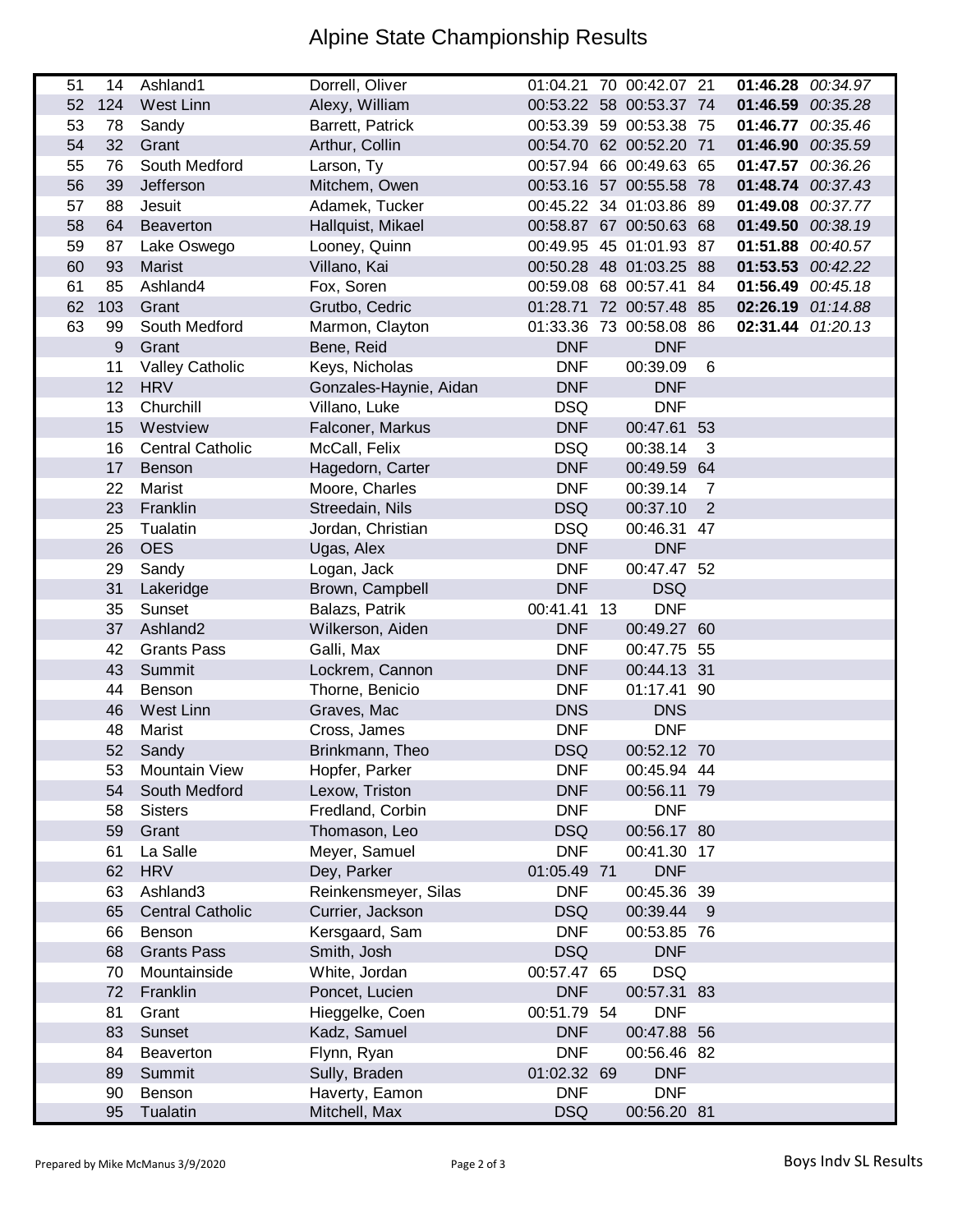# Alpine State Championship Results

| | | | | | | | | | |
|---|---|---|---|---|---|---|---|---|---|
| 51 | 14 | Ashland1 | Dorrell, Oliver | 01:04.21 | 70 | 00:42.07 | 21 | **01:46.28** | *00:34.97* |
| 52 | 124 | West Linn | Alexy, William | 00:53.22 | 58 | 00:53.37 | 74 | **01:46.59** | *00:35.28* |
| 53 | 78 | Sandy | Barrett, Patrick | 00:53.39 | 59 | 00:53.38 | 75 | **01:46.77** | *00:35.46* |
| 54 | 32 | Grant | Arthur, Collin | 00:54.70 | 62 | 00:52.20 | 71 | **01:46.90** | *00:35.59* |
| 55 | 76 | South Medford | Larson, Ty | 00:57.94 | 66 | 00:49.63 | 65 | **01:47.57** | *00:36.26* |
| 56 | 39 | Jefferson | Mitchem, Owen | 00:53.16 | 57 | 00:55.58 | 78 | **01:48.74** | *00:37.43* |
| 57 | 88 | Jesuit | Adamek, Tucker | 00:45.22 | 34 | 01:03.86 | 89 | **01:49.08** | *00:37.77* |
| 58 | 64 | Beaverton | Hallquist, Mikael | 00:58.87 | 67 | 00:50.63 | 68 | **01:49.50** | *00:38.19* |
| 59 | 87 | Lake Oswego | Looney, Quinn | 00:49.95 | 45 | 01:01.93 | 87 | **01:51.88** | *00:40.57* |
| 60 | 93 | Marist | Villano, Kai | 00:50.28 | 48 | 01:03.25 | 88 | **01:53.53** | *00:42.22* |
| 61 | 85 | Ashland4 | Fox, Soren | 00:59.08 | 68 | 00:57.41 | 84 | **01:56.49** | *00:45.18* |
| 62 | 103 | Grant | Grutbo, Cedric | 01:28.71 | 72 | 00:57.48 | 85 | **02:26.19** | *01:14.88* |
| 63 | 99 | South Medford | Marmon, Clayton | 01:33.36 | 73 | 00:58.08 | 86 | **02:31.44** | *01:20.13* |
| | 9 | Grant | Bene, Reid | DNF | | DNF | | | |
| | 11 | Valley Catholic | Keys, Nicholas | DNF | | 00:39.09 | 6 | | |
| | 12 | HRV | Gonzales-Haynie, Aidan | DNF | | DNF | | | |
| | 13 | Churchill | Villano, Luke | DSQ | | DNF | | | |
| | 15 | Westview | Falconer, Markus | DNF | | 00:47.61 | 53 | | |
| | 16 | Central Catholic | McCall, Felix | DSQ | | 00:38.14 | 3 | | |
| | 17 | Benson | Hagedorn, Carter | DNF | | 00:49.59 | 64 | | |
| | 22 | Marist | Moore, Charles | DNF | | 00:39.14 | 7 | | |
| | 23 | Franklin | Streedain, Nils | DSQ | | 00:37.10 | 2 | | |
| | 25 | Tualatin | Jordan, Christian | DSQ | | 00:46.31 | 47 | | |
| | 26 | OES | Ugas, Alex | DNF | | DNF | | | |
| | 29 | Sandy | Logan, Jack | DNF | | 00:47.47 | 52 | | |
| | 31 | Lakeridge | Brown, Campbell | DNF | | DSQ | | | |
| | 35 | Sunset | Balazs, Patrik | 00:41.41 | 13 | DNF | | | |
| | 37 | Ashland2 | Wilkerson, Aiden | DNF | | 00:49.27 | 60 | | |
| | 42 | Grants Pass | Galli, Max | DNF | | 00:47.75 | 55 | | |
| | 43 | Summit | Lockrem, Cannon | DNF | | 00:44.13 | 31 | | |
| | 44 | Benson | Thorne, Benicio | DNF | | 01:17.41 | 90 | | |
| | 46 | West Linn | Graves, Mac | DNS | | DNS | | | |
| | 48 | Marist | Cross, James | DNF | | DNF | | | |
| | 52 | Sandy | Brinkmann, Theo | DSQ | | 00:52.12 | 70 | | |
| | 53 | Mountain View | Hopfer, Parker | DNF | | 00:45.94 | 44 | | |
| | 54 | South Medford | Lexow, Triston | DNF | | 00:56.11 | 79 | | |
| | 58 | Sisters | Fredland, Corbin | DNF | | DNF | | | |
| | 59 | Grant | Thomason, Leo | DSQ | | 00:56.17 | 80 | | |
| | 61 | La Salle | Meyer, Samuel | DNF | | 00:41.30 | 17 | | |
| | 62 | HRV | Dey, Parker | 01:05.49 | 71 | DNF | | | |
| | 63 | Ashland3 | Reinkensmeyer, Silas | DNF | | 00:45.36 | 39 | | |
| | 65 | Central Catholic | Currier, Jackson | DSQ | | 00:39.44 | 9 | | |
| | 66 | Benson | Kersgaard, Sam | DNF | | 00:53.85 | 76 | | |
| | 68 | Grants Pass | Smith, Josh | DSQ | | DNF | | | |
| | 70 | Mountainside | White, Jordan | 00:57.47 | 65 | DSQ | | | |
| | 72 | Franklin | Poncet, Lucien | DNF | | 00:57.31 | 83 | | |
| | 81 | Grant | Hieggelke, Coen | 00:51.79 | 54 | DNF | | | |
| | 83 | Sunset | Kadz, Samuel | DNF | | 00:47.88 | 56 | | |
| | 84 | Beaverton | Flynn, Ryan | DNF | | 00:56.46 | 82 | | |
| | 89 | Summit | Sully, Braden | 01:02.32 | 69 | DNF | | | |
| | 90 | Benson | Haverty, Eamon | DNF | | DNF | | | |
| | 95 | Tualatin | Mitchell, Max | DSQ | | 00:56.20 | 81 | | |

Prepared by Mike McManus 3/9/2020

Boys Indv SL Results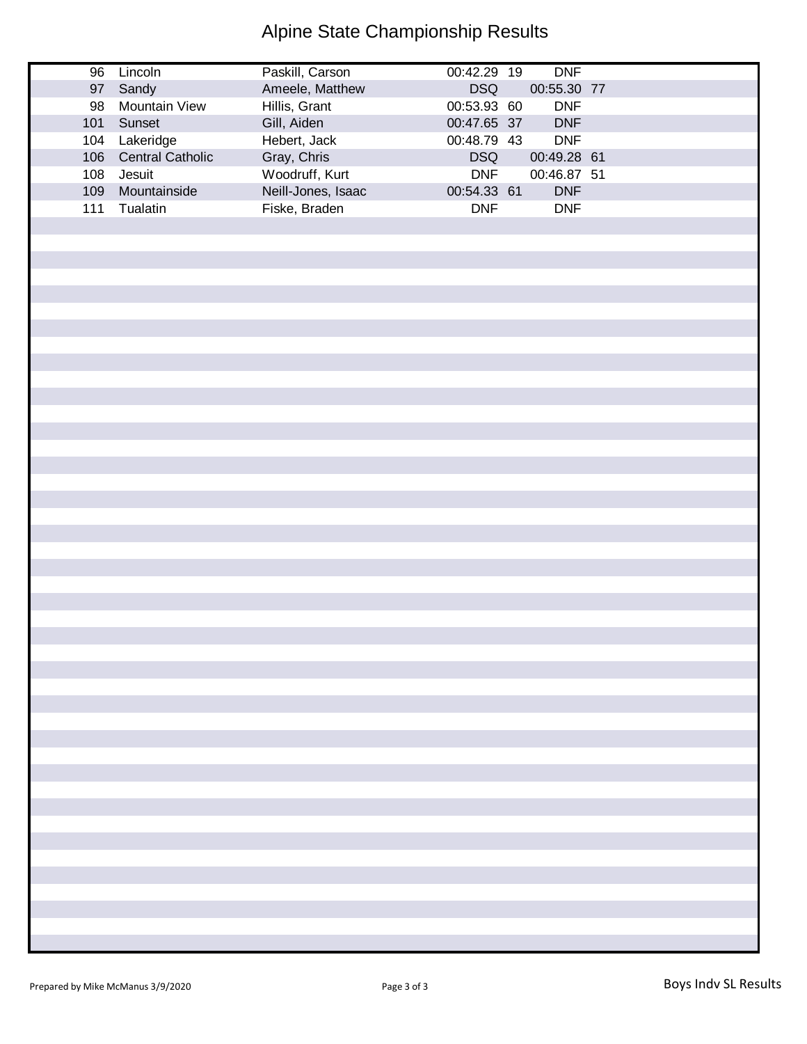# Alpine State Championship Results

| | | | | | | |
|---|---|---|---|---|---|---|
| 96 | Lincoln | Paskill, Carson | 00:42.29 | 19 | DNF | |
| 97 | Sandy | Ameele, Matthew | DSQ | | 00:55.30 | 77 |
| 98 | Mountain View | Hillis, Grant | 00:53.93 | 60 | DNF | |
| 101 | Sunset | Gill, Aiden | 00:47.65 | 37 | DNF | |
| 104 | Lakeridge | Hebert, Jack | 00:48.79 | 43 | DNF | |
| 106 | Central Catholic | Gray, Chris | DSQ | | 00:49.28 | 61 |
| 108 | Jesuit | Woodruff, Kurt | DNF | | 00:46.87 | 51 |
| 109 | Mountainside | Neill-Jones, Isaac | 00:54.33 | 61 | DNF | |
| 111 | Tualatin | Fiske, Braden | DNF | | DNF | |

Prepared by Mike McManus 3/9/2020

Boys Indv SL Results